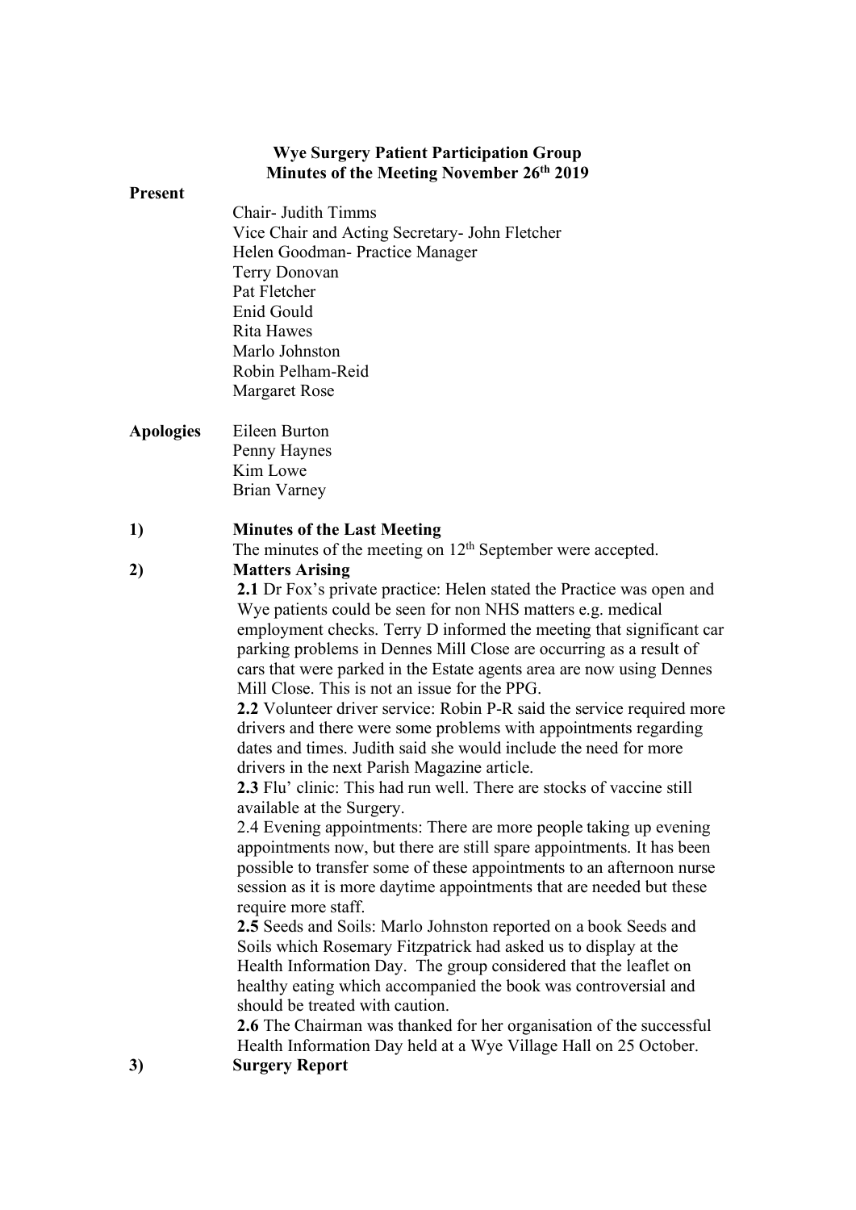# Wye Surgery Patient Participation Group
## Minutes of the Meeting November 26th 2019

**Present**

Chair- Judith Timms
Vice Chair and Acting Secretary- John Fletcher
Helen Goodman- Practice Manager
Terry Donovan
Pat Fletcher
Enid Gould
Rita Hawes
Marlo Johnston
Robin Pelham-Reid
Margaret Rose

**Apologies**

Eileen Burton
Penny Haynes
Kim Lowe
Brian Varney

**1) Minutes of the Last Meeting**

The minutes of the meeting on 12th September were accepted.

**2) Matters Arising**

**2.1** Dr Fox's private practice: Helen stated the Practice was open and Wye patients could be seen for non NHS matters e.g. medical employment checks. Terry D informed the meeting that significant car parking problems in Dennes Mill Close are occurring as a result of cars that were parked in the Estate agents area are now using Dennes Mill Close. This is not an issue for the PPG.

**2.2** Volunteer driver service: Robin P-R said the service required more drivers and there were some problems with appointments regarding dates and times. Judith said she would include the need for more drivers in the next Parish Magazine article.

**2.3** Flu' clinic: This had run well. There are stocks of vaccine still available at the Surgery.

2.4 Evening appointments: There are more people taking up evening appointments now, but there are still spare appointments. It has been possible to transfer some of these appointments to an afternoon nurse session as it is more daytime appointments that are needed but these require more staff.

**2.5** Seeds and Soils: Marlo Johnston reported on a book Seeds and Soils which Rosemary Fitzpatrick had asked us to display at the Health Information Day. The group considered that the leaflet on healthy eating which accompanied the book was controversial and should be treated with caution.

**2.6** The Chairman was thanked for her organisation of the successful Health Information Day held at a Wye Village Hall on 25 October.

**3) Surgery Report**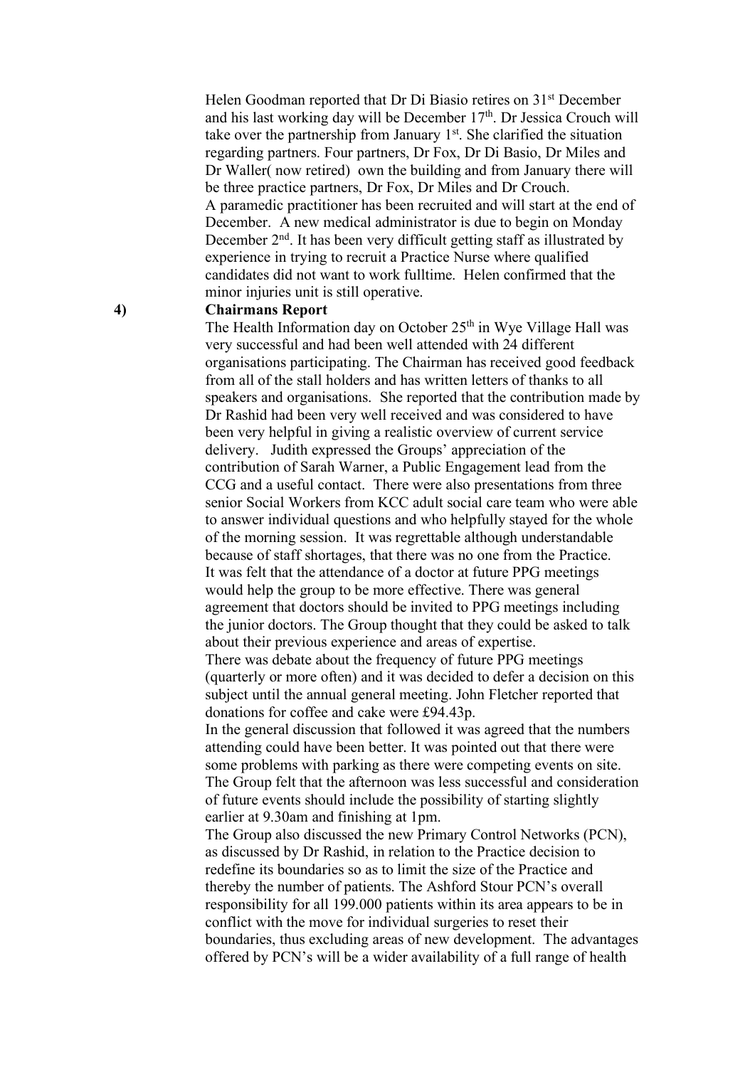Helen Goodman reported that Dr Di Biasio retires on 31st December and his last working day will be December 17th. Dr Jessica Crouch will take over the partnership from January 1st. She clarified the situation regarding partners. Four partners, Dr Fox, Dr Di Basio, Dr Miles and Dr Waller( now retired) own the building and from January there will be three practice partners, Dr Fox, Dr Miles and Dr Crouch.
A paramedic practitioner has been recruited and will start at the end of December. A new medical administrator is due to begin on Monday December 2nd. It has been very difficult getting staff as illustrated by experience in trying to recruit a Practice Nurse where qualified candidates did not want to work fulltime. Helen confirmed that the minor injuries unit is still operative.

**4) Chairmans Report**

The Health Information day on October 25th in Wye Village Hall was very successful and had been well attended with 24 different organisations participating. The Chairman has received good feedback from all of the stall holders and has written letters of thanks to all speakers and organisations. She reported that the contribution made by Dr Rashid had been very well received and was considered to have been very helpful in giving a realistic overview of current service delivery. Judith expressed the Groups' appreciation of the contribution of Sarah Warner, a Public Engagement lead from the CCG and a useful contact. There were also presentations from three senior Social Workers from KCC adult social care team who were able to answer individual questions and who helpfully stayed for the whole of the morning session. It was regrettable although understandable because of staff shortages, that there was no one from the Practice.
It was felt that the attendance of a doctor at future PPG meetings would help the group to be more effective. There was general agreement that doctors should be invited to PPG meetings including the junior doctors. The Group thought that they could be asked to talk about their previous experience and areas of expertise.
There was debate about the frequency of future PPG meetings (quarterly or more often) and it was decided to defer a decision on this subject until the annual general meeting. John Fletcher reported that donations for coffee and cake were £94.43p.
In the general discussion that followed it was agreed that the numbers attending could have been better. It was pointed out that there were some problems with parking as there were competing events on site. The Group felt that the afternoon was less successful and consideration of future events should include the possibility of starting slightly earlier at 9.30am and finishing at 1pm.
The Group also discussed the new Primary Control Networks (PCN), as discussed by Dr Rashid, in relation to the Practice decision to redefine its boundaries so as to limit the size of the Practice and thereby the number of patients. The Ashford Stour PCN's overall responsibility for all 199.000 patients within its area appears to be in conflict with the move for individual surgeries to reset their boundaries, thus excluding areas of new development. The advantages offered by PCN's will be a wider availability of a full range of health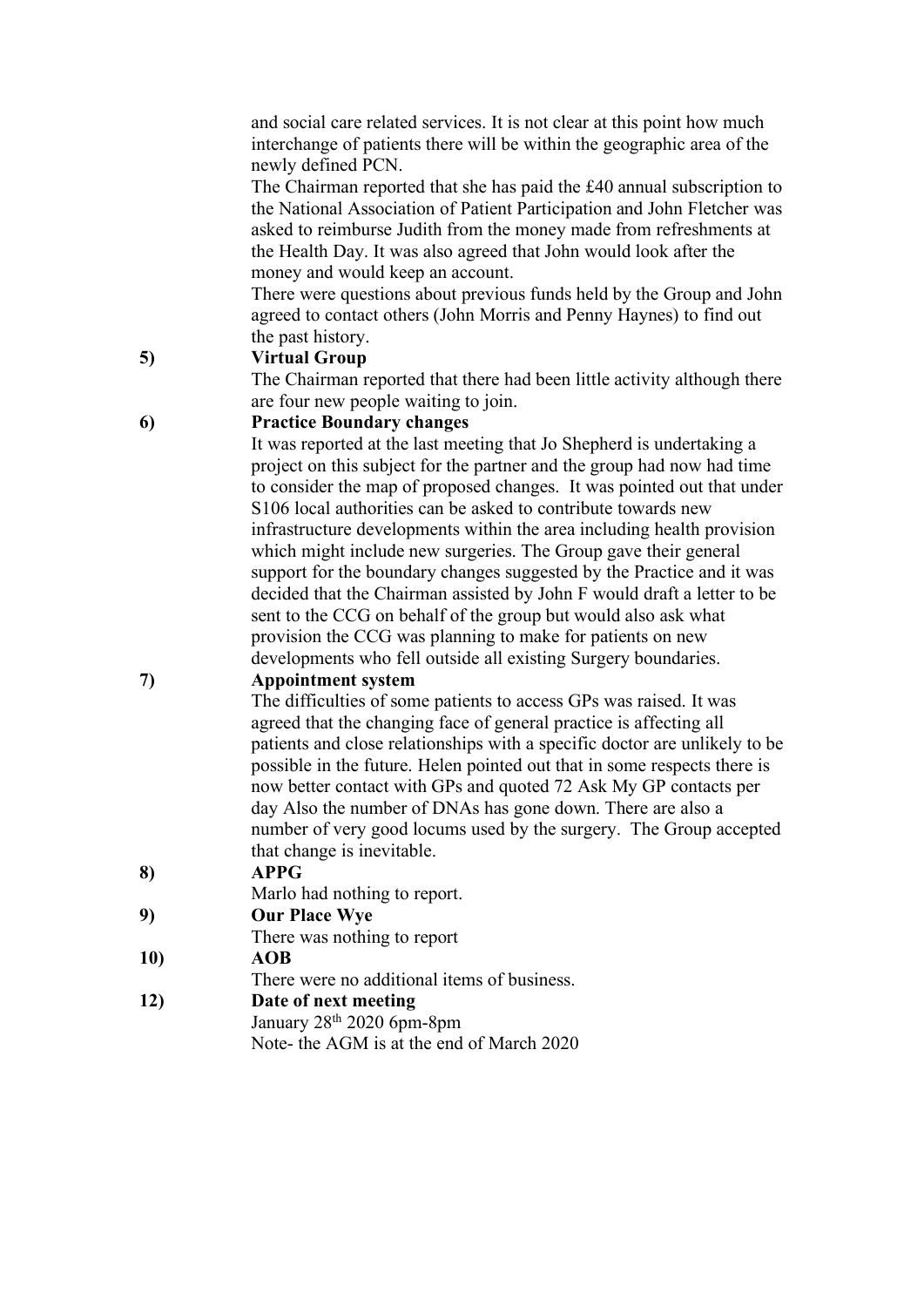and social care related services. It is not clear at this point how much interchange of patients there will be within the geographic area of the newly defined PCN.

The Chairman reported that she has paid the £40 annual subscription to the National Association of Patient Participation and John Fletcher was asked to reimburse Judith from the money made from refreshments at the Health Day. It was also agreed that John would look after the money and would keep an account.

There were questions about previous funds held by the Group and John agreed to contact others (John Morris and Penny Haynes) to find out the past history.

**5) Virtual Group**

The Chairman reported that there had been little activity although there are four new people waiting to join.

**6) Practice Boundary changes**

It was reported at the last meeting that Jo Shepherd is undertaking a project on this subject for the partner and the group had now had time to consider the map of proposed changes. It was pointed out that under S106 local authorities can be asked to contribute towards new infrastructure developments within the area including health provision which might include new surgeries. The Group gave their general support for the boundary changes suggested by the Practice and it was decided that the Chairman assisted by John F would draft a letter to be sent to the CCG on behalf of the group but would also ask what provision the CCG was planning to make for patients on new developments who fell outside all existing Surgery boundaries.

**7) Appointment system**

The difficulties of some patients to access GPs was raised. It was agreed that the changing face of general practice is affecting all patients and close relationships with a specific doctor are unlikely to be possible in the future. Helen pointed out that in some respects there is now better contact with GPs and quoted 72 Ask My GP contacts per day Also the number of DNAs has gone down. There are also a number of very good locums used by the surgery. The Group accepted that change is inevitable.

**8) APPG**

Marlo had nothing to report.

**9) Our Place Wye**

There was nothing to report

**10) AOB**

There were no additional items of business.

**12) Date of next meeting**

January 28th 2020 6pm-8pm

Note- the AGM is at the end of March 2020